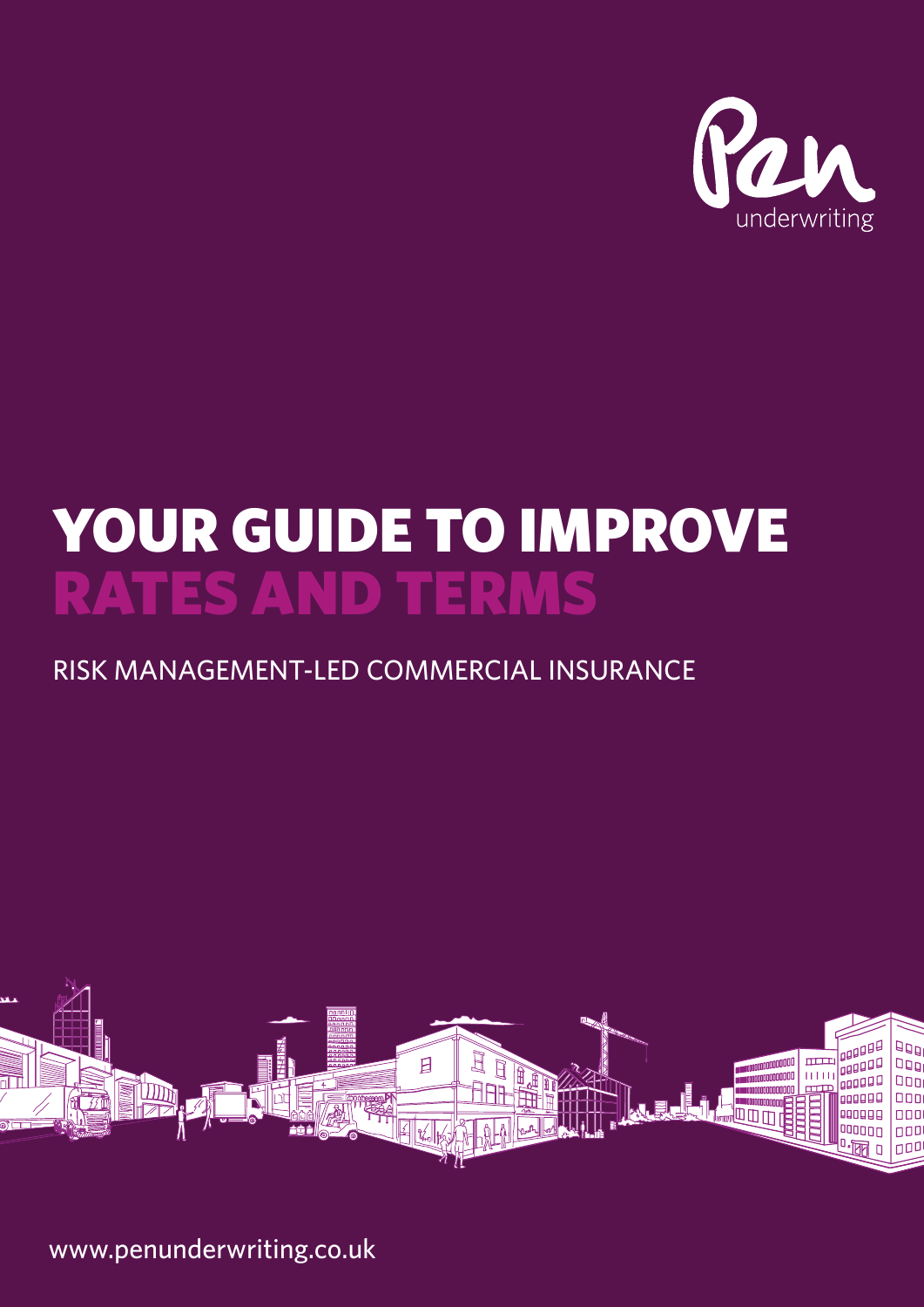Pen underwriting

# YOUR GUIDE TO IMPROVE RATES AND TERMS

## RISK MANAGEMENT-LED COMMERCIAL INSURANCE

www.penunderwriting.co.uk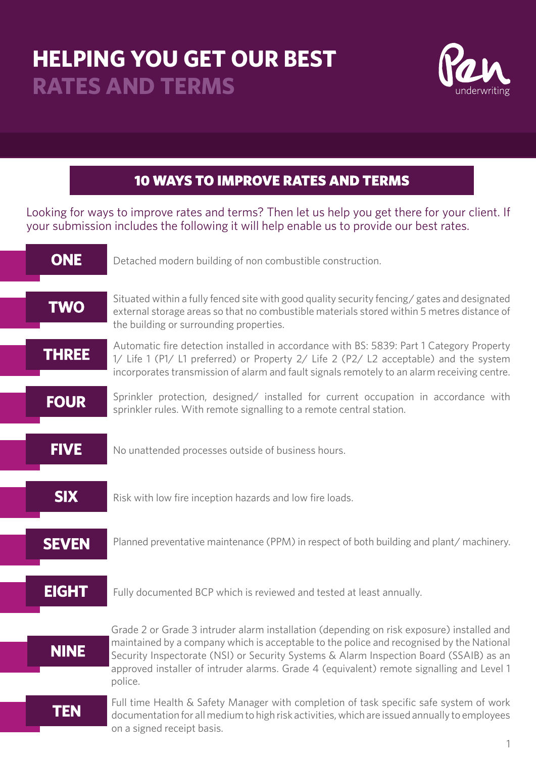# HELPING YOU GET OUR BEST RATES AND TERMS

Pen underwriting

## 10 WAYS TO IMPROVE RATES AND TERMS

Looking for ways to improve rates and terms? Then let us help you get there for your client. If your submission includes the following it will help enable us to provide our best rates.

**ONE** Detached modern building of non combustible construction.

**TWO** Situated within a fully fenced site with good quality security fencing/ gates and designated external storage areas so that no combustible materials stored within 5 metres distance of the building or surrounding properties.

**THREE** Automatic fire detection installed in accordance with BS: 5839: Part 1 Category Property 1/ Life 1 (P1/ L1 preferred) or Property 2/ Life 2 (P2/ L2 acceptable) and the system incorporates transmission of alarm and fault signals remotely to an alarm receiving centre.

**FOUR** Sprinkler protection, designed/ installed for current occupation in accordance with sprinkler rules. With remote signalling to a remote central station.

**FIVE** No unattended processes outside of business hours.

**SIX** Risk with low fire inception hazards and low fire loads.

**SEVEN** Planned preventative maintenance (PPM) in respect of both building and plant/ machinery.

**EIGHT** Fully documented BCP which is reviewed and tested at least annually.

**NINE** Grade 2 or Grade 3 intruder alarm installation (depending on risk exposure) installed and maintained by a company which is acceptable to the police and recognised by the National Security Inspectorate (NSI) or Security Systems & Alarm Inspection Board (SSAIB) as an approved installer of intruder alarms. Grade 4 (equivalent) remote signalling and Level 1 police.

**TEN** Full time Health & Safety Manager with completion of task specific safe system of work documentation for all medium to high risk activities, which are issued annually to employees on a signed receipt basis.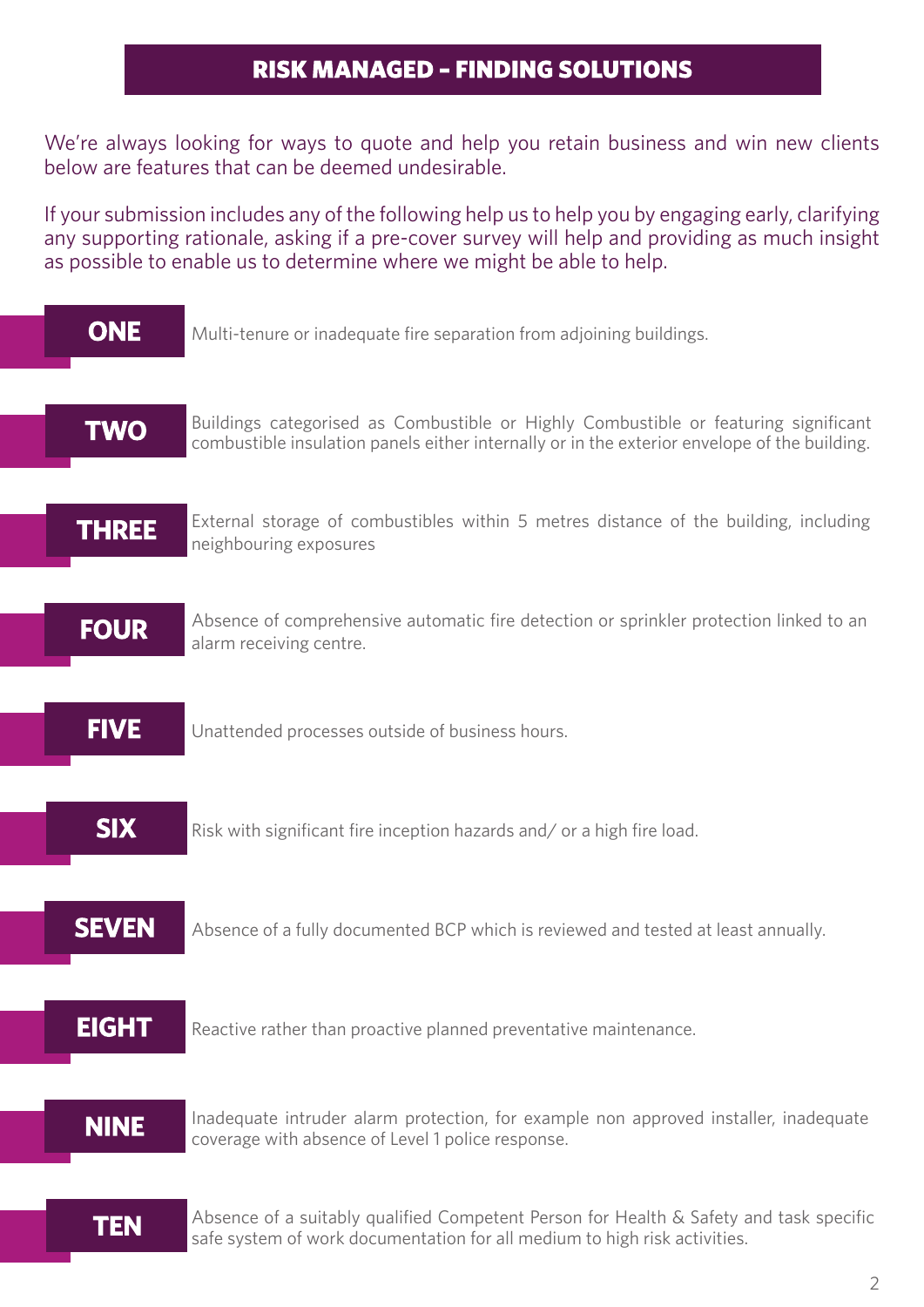## RISK MANAGED - FINDING SOLUTIONS

We're always looking for ways to quote and help you retain business and win new clients below are features that can be deemed undesirable.

If your submission includes any of the following help us to help you by engaging early, clarifying any supporting rationale, asking if a pre-cover survey will help and providing as much insight as possible to enable us to determine where we might be able to help.

**ONE** Multi-tenure or inadequate fire separation from adjoining buildings.

**TWO** Buildings categorised as Combustible or Highly Combustible or featuring significant combustible insulation panels either internally or in the exterior envelope of the building.

**THREE** External storage of combustibles within 5 metres distance of the building, including neighbouring exposures

**FOUR** Absence of comprehensive automatic fire detection or sprinkler protection linked to an alarm receiving centre.

**FIVE** Unattended processes outside of business hours.

**SIX** Risk with significant fire inception hazards and/ or a high fire load.

**SEVEN** Absence of a fully documented BCP which is reviewed and tested at least annually.

**EIGHT** Reactive rather than proactive planned preventative maintenance.

**NINE** Inadequate intruder alarm protection, for example non approved installer, inadequate coverage with absence of Level 1 police response.

**TEN** Absence of a suitably qualified Competent Person for Health & Safety and task specific safe system of work documentation for all medium to high risk activities.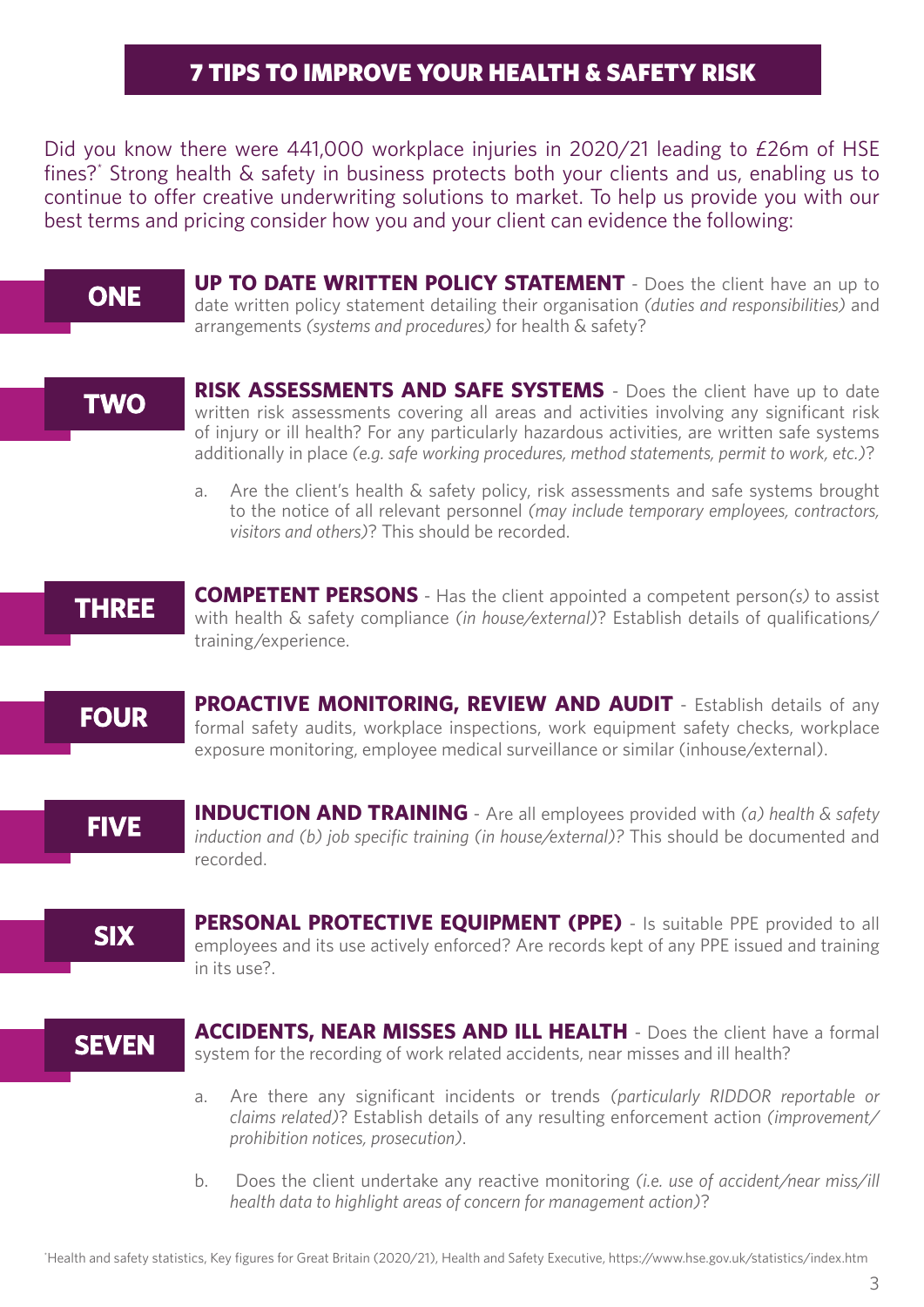# 7 TIPS TO IMPROVE YOUR HEALTH & SAFETY RISK

Did you know there were 441,000 workplace injuries in 2020/21 leading to £26m of HSE fines?[*] Strong health & safety in business protects both your clients and us, enabling us to continue to offer creative underwriting solutions to market. To help us provide you with our best terms and pricing consider how you and your client can evidence the following:

## ONE

**UP TO DATE WRITTEN POLICY STATEMENT** - Does the client have an up to date written policy statement detailing their organisation *(duties and responsibilities)* and arrangements *(systems and procedures)* for health & safety?

## TWO

**RISK ASSESSMENTS AND SAFE SYSTEMS** - Does the client have up to date written risk assessments covering all areas and activities involving any significant risk of injury or ill health? For any particularly hazardous activities, are written safe systems additionally in place *(e.g. safe working procedures, method statements, permit to work, etc.)*?

a. Are the client's health & safety policy, risk assessments and safe systems brought to the notice of all relevant personnel *(may include temporary employees, contractors, visitors and others)*? This should be recorded.

## THREE

**COMPETENT PERSONS** - Has the client appointed a competent person*(s)* to assist with health & safety compliance *(in house/external)*? Establish details of qualifications/training/experience.

## FOUR

**PROACTIVE MONITORING, REVIEW AND AUDIT** - Establish details of any formal safety audits, workplace inspections, work equipment safety checks, workplace exposure monitoring, employee medical surveillance or similar (inhouse/external).

## FIVE

**INDUCTION AND TRAINING** - Are all employees provided with *(a) health & safety induction and (b) job specific training (in house/external)?* This should be documented and recorded.

## SIX

**PERSONAL PROTECTIVE EQUIPMENT (PPE)** - Is suitable PPE provided to all employees and its use actively enforced? Are records kept of any PPE issued and training in its use?.

## SEVEN

**ACCIDENTS, NEAR MISSES AND ILL HEALTH** - Does the client have a formal system for the recording of work related accidents, near misses and ill health?

a. Are there any significant incidents or trends *(particularly RIDDOR reportable or claims related)*? Establish details of any resulting enforcement action *(improvement/prohibition notices, prosecution)*.

b. Does the client undertake any reactive monitoring *(i.e. use of accident/near miss/ill health data to highlight areas of concern for management action)*?

[*] Health and safety statistics, Key figures for Great Britain (2020/21), Health and Safety Executive, https://www.hse.gov.uk/statistics/index.htm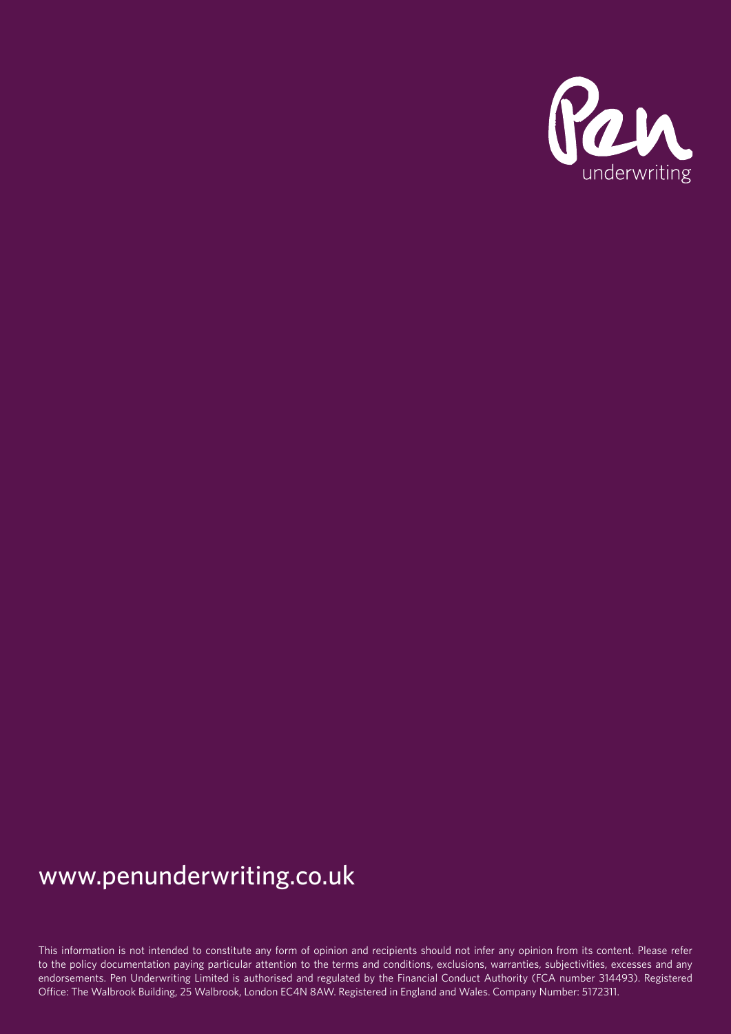Pen underwriting

www.penunderwriting.co.uk

This information is not intended to constitute any form of opinion and recipients should not infer any opinion from its content. Please refer to the policy documentation paying particular attention to the terms and conditions, exclusions, warranties, subjectivities, excesses and any endorsements. Pen Underwriting Limited is authorised and regulated by the Financial Conduct Authority (FCA number 314493). Registered Office: The Walbrook Building, 25 Walbrook, London EC4N 8AW. Registered in England and Wales. Company Number: 5172311.